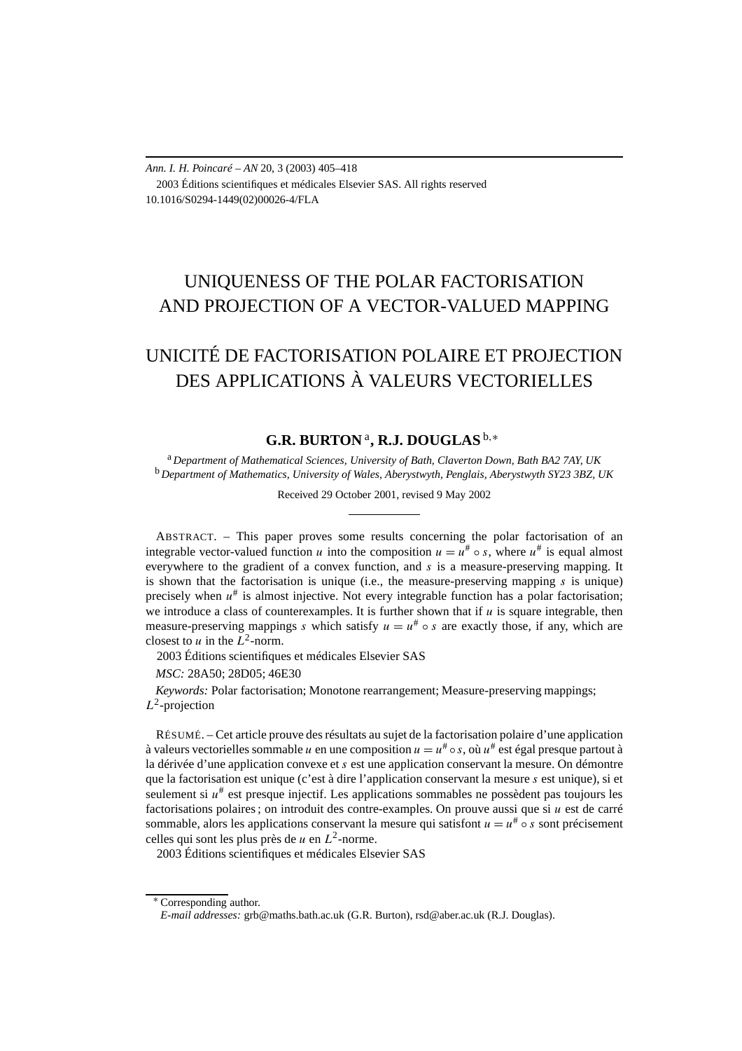# UNIQUENESS OF THE POLAR FACTORISATION AND PROJECTION OF A VECTOR-VALUED MAPPING

# UNICITÉ DE FACTORISATION POLAIRE ET PROJECTION DES APPLICATIONS À VALEURS VECTORIELLES

**G.R. BURTON** [a], **R.J. DOUGLAS** [b,∗]

[a] *Department of Mathematical Sciences, University of Bath, Claverton Down, Bath BA2 7AY, UK*
[b] *Department of Mathematics, University of Wales, Aberystwyth, Penglais, Aberystwyth SY23 3BZ, UK*

Received 29 October 2001, revised 9 May 2002

ABSTRACT. – This paper proves some results concerning the polar factorisation of an integrable vector-valued function $u$ into the composition $u = u^\# \circ s$, where $u^\#$ is equal almost everywhere to the gradient of a convex function, and $s$ is a measure-preserving mapping. It is shown that the factorisation is unique (i.e., the measure-preserving mapping $s$ is unique) precisely when $u^\#$ is almost injective. Not every integrable function has a polar factorisation; we introduce a class of counterexamples. It is further shown that if $u$ is square integrable, then measure-preserving mappings $s$ which satisfy $u = u^\# \circ s$ are exactly those, if any, which are closest to $u$ in the $L^2$-norm.

2003 Éditions scientifiques et médicales Elsevier SAS

*MSC:* 28A50; 28D05; 46E30

*Keywords:* Polar factorisation; Monotone rearrangement; Measure-preserving mappings; $L^2$-projection

RÉSUMÉ. – Cet article prouve des résultats au sujet de la factorisation polaire d'une application à valeurs vectorielles sommable $u$ en une composition $u = u^\# \circ s$, où $u^\#$ est égal presque partout à la dérivée d'une application convexe et $s$ est une application conservant la mesure. On démontre que la factorisation est unique (c'est à dire l'application conservant la mesure $s$ est unique), si et seulement si $u^\#$ est presque injectif. Les applications sommables ne possèdent pas toujours les factorisations polaires ; on introduit des contre-exemples. On prouve aussi que si $u$ est de carré sommable, alors les applications conservant la mesure qui satisfont $u = u^\# \circ s$ sont précisement celles qui sont les plus près de $u$ en $L^2$-norme.

2003 Éditions scientifiques et médicales Elsevier SAS

∗ Corresponding author.
*E-mail addresses:* grb@maths.bath.ac.uk (G.R. Burton), rsd@aber.ac.uk (R.J. Douglas).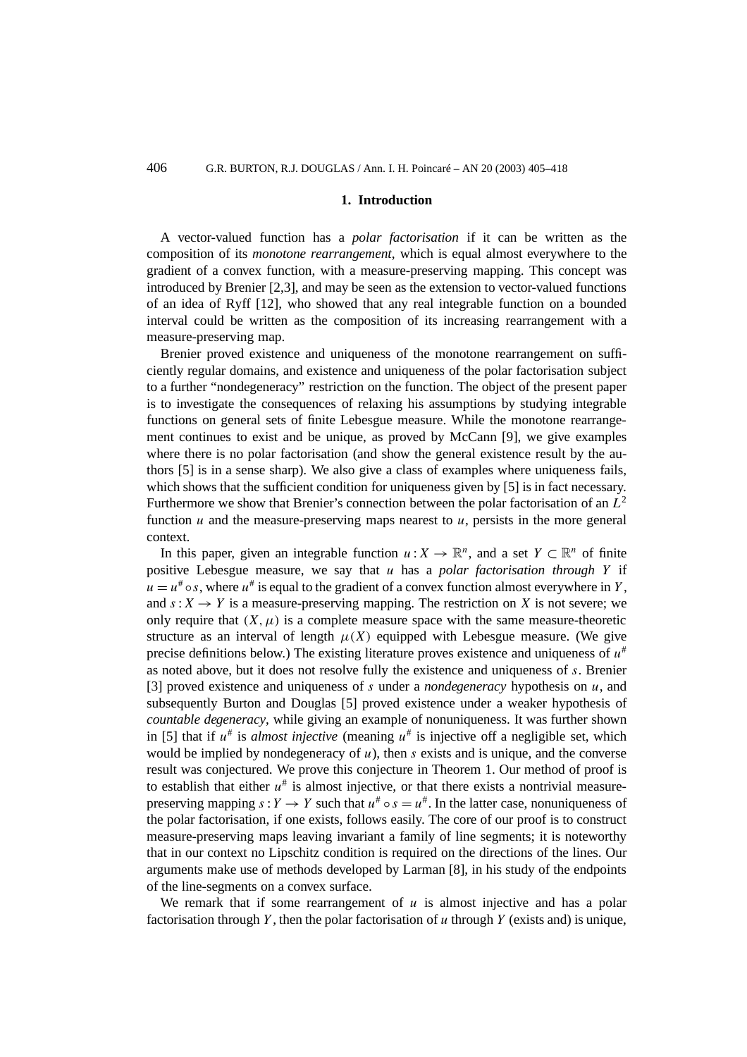## 1. Introduction

A vector-valued function has a *polar factorisation* if it can be written as the composition of its *monotone rearrangement*, which is equal almost everywhere to the gradient of a convex function, with a measure-preserving mapping. This concept was introduced by Brenier [2,3], and may be seen as the extension to vector-valued functions of an idea of Ryff [12], who showed that any real integrable function on a bounded interval could be written as the composition of its increasing rearrangement with a measure-preserving map.

Brenier proved existence and uniqueness of the monotone rearrangement on sufficiently regular domains, and existence and uniqueness of the polar factorisation subject to a further "nondegeneracy" restriction on the function. The object of the present paper is to investigate the consequences of relaxing his assumptions by studying integrable functions on general sets of finite Lebesgue measure. While the monotone rearrangement continues to exist and be unique, as proved by McCann [9], we give examples where there is no polar factorisation (and show the general existence result by the authors [5] is in a sense sharp). We also give a class of examples where uniqueness fails, which shows that the sufficient condition for uniqueness given by [5] is in fact necessary. Furthermore we show that Brenier's connection between the polar factorisation of an $L^2$ function $u$ and the measure-preserving maps nearest to $u$, persists in the more general context.

In this paper, given an integrable function $u : X \to \mathbb{R}^n$, and a set $Y \subset \mathbb{R}^n$ of finite positive Lebesgue measure, we say that $u$ has a *polar factorisation through* $Y$ if $u = u^\# \circ s$, where $u^\#$ is equal to the gradient of a convex function almost everywhere in $Y$, and $s : X \to Y$ is a measure-preserving mapping. The restriction on $X$ is not severe; we only require that $(X, \mu)$ is a complete measure space with the same measure-theoretic structure as an interval of length $\mu(X)$ equipped with Lebesgue measure. (We give precise definitions below.) The existing literature proves existence and uniqueness of $u^\#$ as noted above, but it does not resolve fully the existence and uniqueness of $s$. Brenier [3] proved existence and uniqueness of $s$ under a *nondegeneracy* hypothesis on $u$, and subsequently Burton and Douglas [5] proved existence under a weaker hypothesis of *countable degeneracy*, while giving an example of nonuniqueness. It was further shown in [5] that if $u^\#$ is *almost injective* (meaning $u^\#$ is injective off a negligible set, which would be implied by nondegeneracy of $u$), then $s$ exists and is unique, and the converse result was conjectured. We prove this conjecture in Theorem 1. Our method of proof is to establish that either $u^\#$ is almost injective, or that there exists a nontrivial measure-preserving mapping $s : Y \to Y$ such that $u^\# \circ s = u^\#$. In the latter case, nonuniqueness of the polar factorisation, if one exists, follows easily. The core of our proof is to construct measure-preserving maps leaving invariant a family of line segments; it is noteworthy that in our context no Lipschitz condition is required on the directions of the lines. Our arguments make use of methods developed by Larman [8], in his study of the endpoints of the line-segments on a convex surface.

We remark that if some rearrangement of $u$ is almost injective and has a polar factorisation through $Y$, then the polar factorisation of $u$ through $Y$ (exists and) is unique,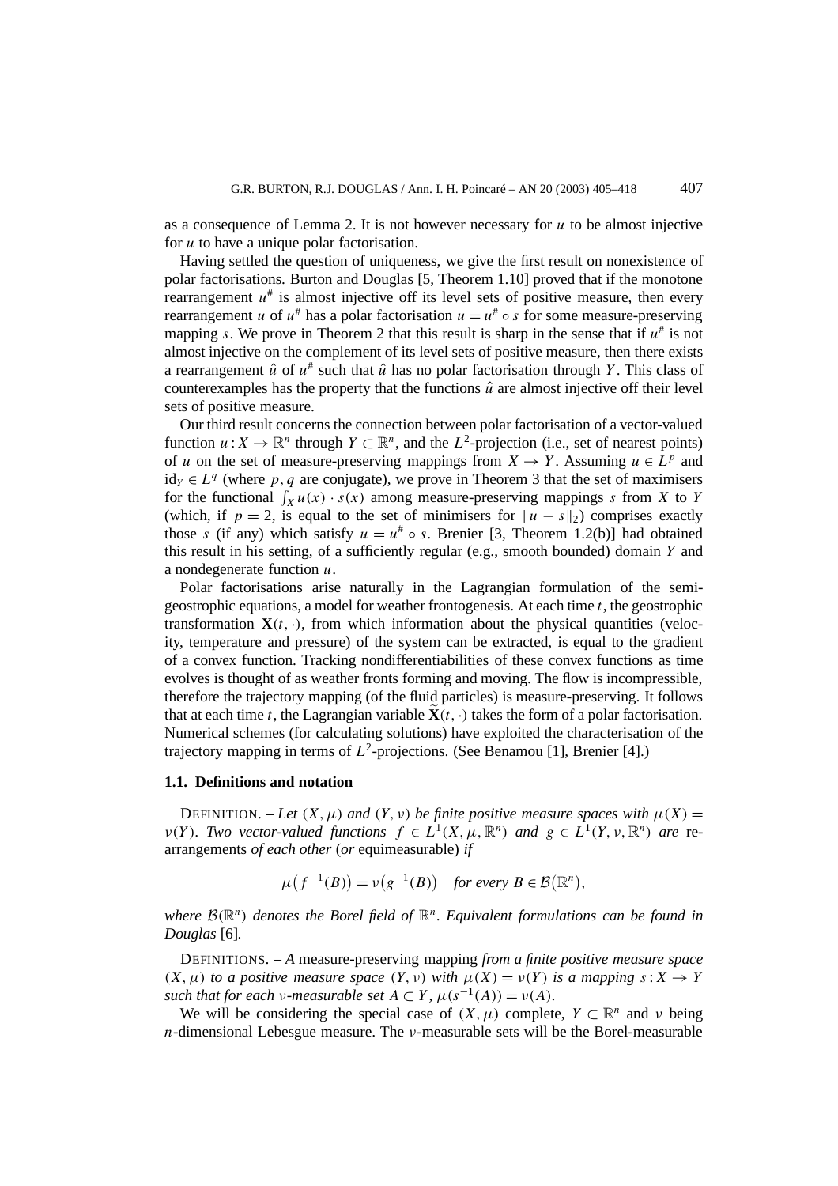as a consequence of Lemma 2. It is not however necessary for $u$ to be almost injective for $u$ to have a unique polar factorisation.

Having settled the question of uniqueness, we give the first result on nonexistence of polar factorisations. Burton and Douglas [5, Theorem 1.10] proved that if the monotone rearrangement $u^{\#}$ is almost injective off its level sets of positive measure, then every rearrangement $u$ of $u^{\#}$ has a polar factorisation $u = u^{\#} \circ s$ for some measure-preserving mapping $s$. We prove in Theorem 2 that this result is sharp in the sense that if $u^{\#}$ is not almost injective on the complement of its level sets of positive measure, then there exists a rearrangement $\hat{u}$ of $u^{\#}$ such that $\hat{u}$ has no polar factorisation through $Y$. This class of counterexamples has the property that the functions $\hat{u}$ are almost injective off their level sets of positive measure.

Our third result concerns the connection between polar factorisation of a vector-valued function $u : X \to \mathbb{R}^n$ through $Y \subset \mathbb{R}^n$, and the $L^2$-projection (i.e., set of nearest points) of $u$ on the set of measure-preserving mappings from $X \to Y$. Assuming $u \in L^p$ and $\mathrm{id}_Y \in L^q$ (where $p, q$ are conjugate), we prove in Theorem 3 that the set of maximisers for the functional $\int_X u(x) \cdot s(x)$ among measure-preserving mappings $s$ from $X$ to $Y$ (which, if $p = 2$, is equal to the set of minimisers for $\|u - s\|_2$) comprises exactly those $s$ (if any) which satisfy $u = u^{\#} \circ s$. Brenier [3, Theorem 1.2(b)] had obtained this result in his setting, of a sufficiently regular (e.g., smooth bounded) domain $Y$ and a nondegenerate function $u$.

Polar factorisations arise naturally in the Lagrangian formulation of the semi-geostrophic equations, a model for weather frontogenesis. At each time $t$, the geostrophic transformation $\mathbf{X}(t, \cdot)$, from which information about the physical quantities (velocity, temperature and pressure) of the system can be extracted, is equal to the gradient of a convex function. Tracking nondifferentiabilities of these convex functions as time evolves is thought of as weather fronts forming and moving. The flow is incompressible, therefore the trajectory mapping (of the fluid particles) is measure-preserving. It follows that at each time $t$, the Lagrangian variable $\widetilde{\mathbf{X}}(t, \cdot)$ takes the form of a polar factorisation. Numerical schemes (for calculating solutions) have exploited the characterisation of the trajectory mapping in terms of $L^2$-projections. (See Benamou [1], Brenier [4].)

### 1.1. Definitions and notation

DEFINITION. – *Let $(X, \mu)$ and $(Y, \nu)$ be finite positive measure spaces with $\mu(X) = \nu(Y)$. Two vector-valued functions $f \in L^1(X, \mu, \mathbb{R}^n)$ and $g \in L^1(Y, \nu, \mathbb{R}^n)$ are* rearrangements *of each other* (*or* equimeasurable) *if*

$$\mu\big(f^{-1}(B)\big) = \nu\big(g^{-1}(B)\big) \quad \text{for every } B \in \mathcal{B}\big(\mathbb{R}^n\big),$$

*where $\mathcal{B}(\mathbb{R}^n)$ denotes the Borel field of $\mathbb{R}^n$. Equivalent formulations can be found in Douglas* [6]*.*

DEFINITIONS. – *A* measure-preserving mapping *from a finite positive measure space $(X, \mu)$ to a positive measure space $(Y, \nu)$ with $\mu(X) = \nu(Y)$ is a mapping $s : X \to Y$ such that for each $\nu$-measurable set $A \subset Y$, $\mu(s^{-1}(A)) = \nu(A)$.*

We will be considering the special case of $(X, \mu)$ complete, $Y \subset \mathbb{R}^n$ and $\nu$ being $n$-dimensional Lebesgue measure. The $\nu$-measurable sets will be the Borel-measurable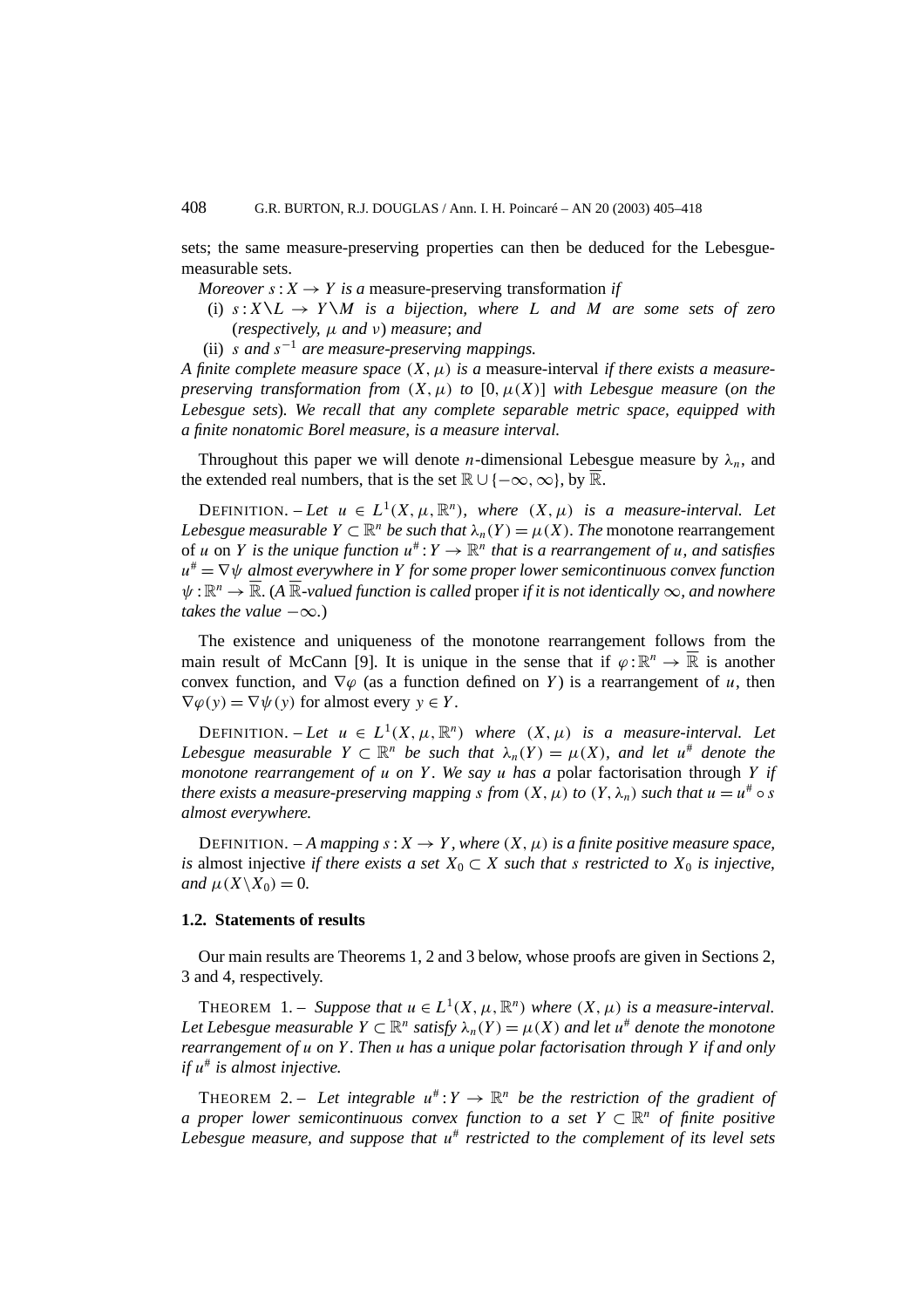sets; the same measure-preserving properties can then be deduced for the Lebesgue-measurable sets.

*Moreover* $s : X \to Y$ *is a* measure-preserving transformation *if*

(i) $s : X \backslash L \to Y \backslash M$ *is a bijection, where* $L$ *and* $M$ *are some sets of zero (respectively,* $\mu$ *and* $\nu$*) measure; and*

(ii) $s$ *and* $s^{-1}$ *are measure-preserving mappings.*

*A finite complete measure space* $(X, \mu)$ *is a* measure-interval *if there exists a measure-preserving transformation from* $(X, \mu)$ *to* $[0, \mu(X)]$ *with Lebesgue measure (on the Lebesgue sets). We recall that any complete separable metric space, equipped with a finite nonatomic Borel measure, is a measure interval.*

Throughout this paper we will denote $n$-dimensional Lebesgue measure by $\lambda_n$, and the extended real numbers, that is the set $\mathbb{R} \cup \{-\infty, \infty\}$, by $\overline{\mathbb{R}}$.

DEFINITION. – *Let* $u \in L^1(X, \mu, \mathbb{R}^n)$*, where* $(X, \mu)$ *is a measure-interval. Let Lebesgue measurable* $Y \subset \mathbb{R}^n$ *be such that* $\lambda_n(Y) = \mu(X)$*. The* monotone rearrangement of $u$ on $Y$ *is the unique function* $u^\# : Y \to \mathbb{R}^n$ *that is a rearrangement of* $u$*, and satisfies* $u^\# = \nabla\psi$ *almost everywhere in* $Y$ *for some proper lower semicontinuous convex function* $\psi : \mathbb{R}^n \to \overline{\mathbb{R}}$*. (A* $\overline{\mathbb{R}}$*-valued function is called* proper *if it is not identically* $\infty$*, and nowhere takes the value* $-\infty$*.)*

The existence and uniqueness of the monotone rearrangement follows from the main result of McCann [9]. It is unique in the sense that if $\varphi : \mathbb{R}^n \to \overline{\mathbb{R}}$ is another convex function, and $\nabla\varphi$ (as a function defined on $Y$) is a rearrangement of $u$, then $\nabla\varphi(y) = \nabla\psi(y)$ for almost every $y \in Y$.

DEFINITION. – *Let* $u \in L^1(X, \mu, \mathbb{R}^n)$ *where* $(X, \mu)$ *is a measure-interval. Let Lebesgue measurable* $Y \subset \mathbb{R}^n$ *be such that* $\lambda_n(Y) = \mu(X)$*, and let* $u^\#$ *denote the monotone rearrangement of* $u$ *on* $Y$*. We say* $u$ *has a* polar factorisation through $Y$ *if there exists a measure-preserving mapping* $s$ *from* $(X, \mu)$ *to* $(Y, \lambda_n)$ *such that* $u = u^\# \circ s$ *almost everywhere.*

DEFINITION. – *A mapping* $s : X \to Y$*, where* $(X, \mu)$ *is a finite positive measure space, is* almost injective *if there exists a set* $X_0 \subset X$ *such that* $s$ *restricted to* $X_0$ *is injective, and* $\mu(X \backslash X_0) = 0$*.*

### 1.2. Statements of results

Our main results are Theorems 1, 2 and 3 below, whose proofs are given in Sections 2, 3 and 4, respectively.

THEOREM 1. – *Suppose that* $u \in L^1(X, \mu, \mathbb{R}^n)$ *where* $(X, \mu)$ *is a measure-interval. Let Lebesgue measurable* $Y \subset \mathbb{R}^n$ *satisfy* $\lambda_n(Y) = \mu(X)$ *and let* $u^\#$ *denote the monotone rearrangement of* $u$ *on* $Y$*. Then* $u$ *has a unique polar factorisation through* $Y$ *if and only if* $u^\#$ *is almost injective.*

THEOREM 2. – *Let integrable* $u^\# : Y \to \mathbb{R}^n$ *be the restriction of the gradient of a proper lower semicontinuous convex function to a set* $Y \subset \mathbb{R}^n$ *of finite positive Lebesgue measure, and suppose that* $u^\#$ *restricted to the complement of its level sets*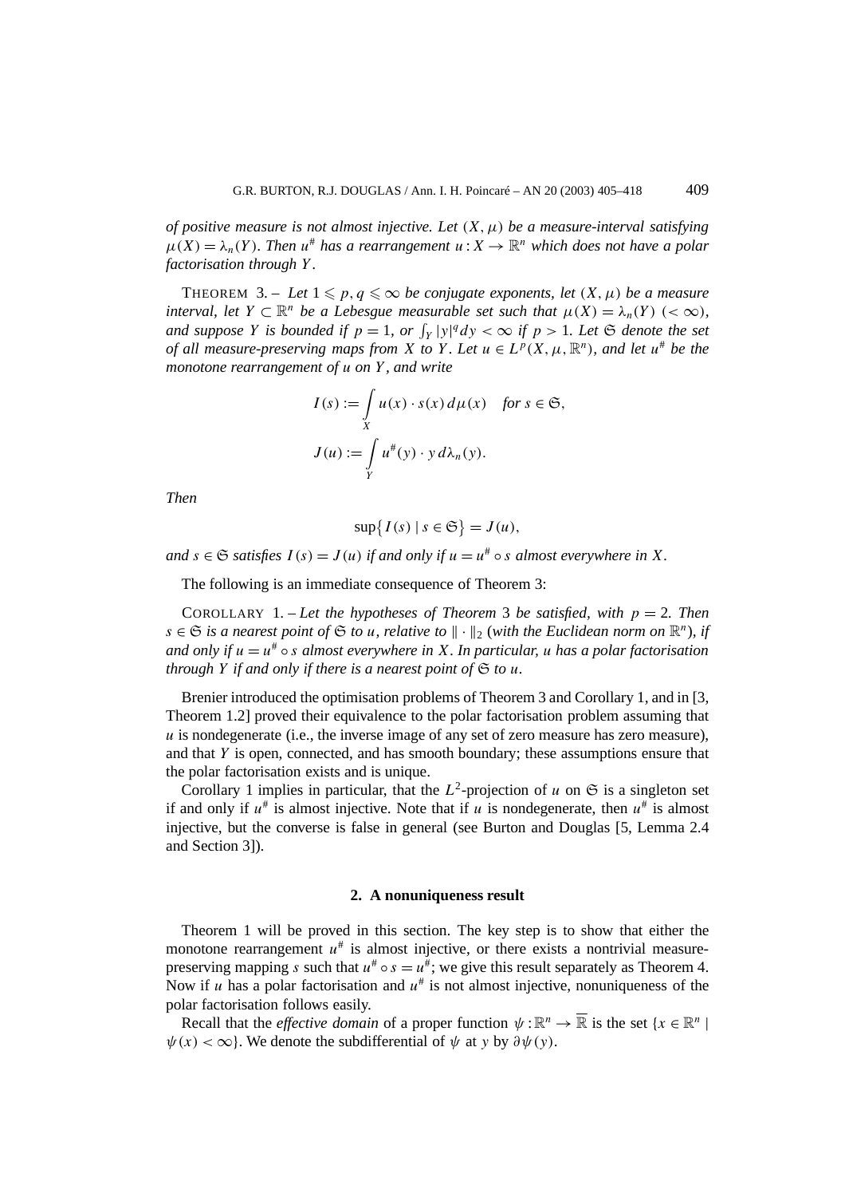*of positive measure is not almost injective. Let $(X, \mu)$ be a measure-interval satisfying $\mu(X) = \lambda_n(Y)$. Then $u^\#$ has a rearrangement $u : X \to \mathbb{R}^n$ which does not have a polar factorisation through $Y$.*

THEOREM 3. – *Let $1 \leqslant p, q \leqslant \infty$ be conjugate exponents, let $(X, \mu)$ be a measure interval, let $Y \subset \mathbb{R}^n$ be a Lebesgue measurable set such that $\mu(X) = \lambda_n(Y)$ $(< \infty)$, and suppose $Y$ is bounded if $p = 1$, or $\int_Y |y|^q dy < \infty$ if $p > 1$. Let $\mathfrak{S}$ denote the set of all measure-preserving maps from $X$ to $Y$. Let $u \in L^p(X, \mu, \mathbb{R}^n)$, and let $u^\#$ be the monotone rearrangement of $u$ on $Y$, and write*

$$I(s) := \int_X u(x) \cdot s(x)\, d\mu(x) \quad \textit{for } s \in \mathfrak{S},$$

$$J(u) := \int_Y u^\#(y) \cdot y\, d\lambda_n(y).$$

*Then*

$$\sup\{ I(s) \mid s \in \mathfrak{S} \} = J(u),$$

*and $s \in \mathfrak{S}$ satisfies $I(s) = J(u)$ if and only if $u = u^\# \circ s$ almost everywhere in $X$.*

The following is an immediate consequence of Theorem 3:

COROLLARY 1. – *Let the hypotheses of Theorem 3 be satisfied, with $p = 2$. Then $s \in \mathfrak{S}$ is a nearest point of $\mathfrak{S}$ to $u$, relative to $\| \cdot \|_2$ (with the Euclidean norm on $\mathbb{R}^n$), if and only if $u = u^\# \circ s$ almost everywhere in $X$. In particular, $u$ has a polar factorisation through $Y$ if and only if there is a nearest point of $\mathfrak{S}$ to $u$.*

Brenier introduced the optimisation problems of Theorem 3 and Corollary 1, and in [3, Theorem 1.2] proved their equivalence to the polar factorisation problem assuming that $u$ is nondegenerate (i.e., the inverse image of any set of zero measure has zero measure), and that $Y$ is open, connected, and has smooth boundary; these assumptions ensure that the polar factorisation exists and is unique.

Corollary 1 implies in particular, that the $L^2$-projection of $u$ on $\mathfrak{S}$ is a singleton set if and only if $u^\#$ is almost injective. Note that if $u$ is nondegenerate, then $u^\#$ is almost injective, but the converse is false in general (see Burton and Douglas [5, Lemma 2.4 and Section 3]).

## 2. A nonuniqueness result

Theorem 1 will be proved in this section. The key step is to show that either the monotone rearrangement $u^\#$ is almost injective, or there exists a nontrivial measure-preserving mapping $s$ such that $u^\# \circ s = u^\#$; we give this result separately as Theorem 4. Now if $u$ has a polar factorisation and $u^\#$ is not almost injective, nonuniqueness of the polar factorisation follows easily.

Recall that the *effective domain* of a proper function $\psi : \mathbb{R}^n \to \overline{\mathbb{R}}$ is the set $\{x \in \mathbb{R}^n \mid \psi(x) < \infty\}$. We denote the subdifferential of $\psi$ at $y$ by $\partial\psi(y)$.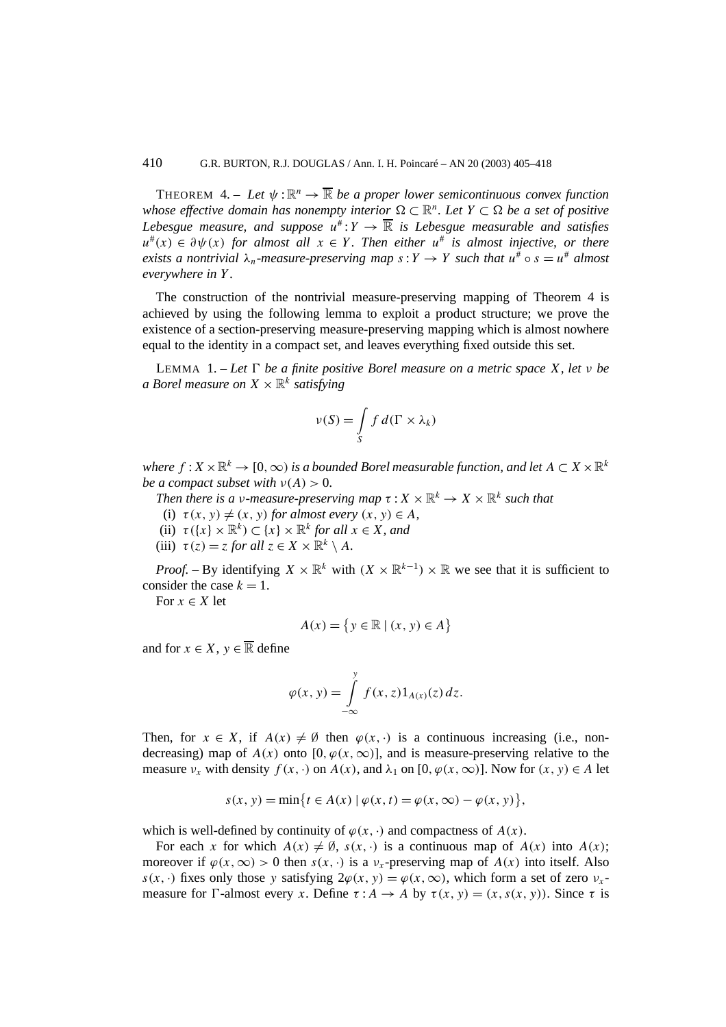THEOREM 4. – *Let $\psi : \mathbb{R}^n \to \overline{\mathbb{R}}$ be a proper lower semicontinuous convex function whose effective domain has nonempty interior $\Omega \subset \mathbb{R}^n$. Let $Y \subset \Omega$ be a set of positive Lebesgue measure, and suppose $u^\# : Y \to \overline{\mathbb{R}}$ is Lebesgue measurable and satisfies $u^\#(x) \in \partial\psi(x)$ for almost all $x \in Y$. Then either $u^\#$ is almost injective, or there exists a nontrivial $\lambda_n$-measure-preserving map $s : Y \to Y$ such that $u^\# \circ s = u^\#$ almost everywhere in $Y$.*

The construction of the nontrivial measure-preserving mapping of Theorem 4 is achieved by using the following lemma to exploit a product structure; we prove the existence of a section-preserving measure-preserving mapping which is almost nowhere equal to the identity in a compact set, and leaves everything fixed outside this set.

LEMMA 1. – *Let $\Gamma$ be a finite positive Borel measure on a metric space $X$, let $\nu$ be a Borel measure on $X \times \mathbb{R}^k$ satisfying*

$$\nu(S) = \int_S f \, d(\Gamma \times \lambda_k)$$

*where $f : X \times \mathbb{R}^k \to [0, \infty)$ is a bounded Borel measurable function, and let $A \subset X \times \mathbb{R}^k$ be a compact subset with $\nu(A) > 0$.*

*Then there is a $\nu$-measure-preserving map $\tau : X \times \mathbb{R}^k \to X \times \mathbb{R}^k$ such that*

(i) *$\tau(x, y) \neq (x, y)$ for almost every $(x, y) \in A$,*

(ii) *$\tau(\{x\} \times \mathbb{R}^k) \subset \{x\} \times \mathbb{R}^k$ for all $x \in X$, and*

(iii) *$\tau(z) = z$ for all $z \in X \times \mathbb{R}^k \setminus A$.*

*Proof.* – By identifying $X \times \mathbb{R}^k$ with $(X \times \mathbb{R}^{k-1}) \times \mathbb{R}$ we see that it is sufficient to consider the case $k = 1$.

For $x \in X$ let

$$A(x) = \{y \in \mathbb{R} \mid (x, y) \in A\}$$

and for $x \in X$, $y \in \overline{\mathbb{R}}$ define

$$\varphi(x, y) = \int_{-\infty}^{y} f(x, z) 1_{A(x)}(z) \, dz.$$

Then, for $x \in X$, if $A(x) \neq \emptyset$ then $\varphi(x, \cdot)$ is a continuous increasing (i.e., non-decreasing) map of $A(x)$ onto $[0, \varphi(x, \infty)]$, and is measure-preserving relative to the measure $\nu_x$ with density $f(x, \cdot)$ on $A(x)$, and $\lambda_1$ on $[0, \varphi(x, \infty)]$. Now for $(x, y) \in A$ let

$$s(x, y) = \min\{t \in A(x) \mid \varphi(x, t) = \varphi(x, \infty) - \varphi(x, y)\},$$

which is well-defined by continuity of $\varphi(x, \cdot)$ and compactness of $A(x)$.

For each $x$ for which $A(x) \neq \emptyset$, $s(x, \cdot)$ is a continuous map of $A(x)$ into $A(x)$; moreover if $\varphi(x, \infty) > 0$ then $s(x, \cdot)$ is a $\nu_x$-preserving map of $A(x)$ into itself. Also $s(x, \cdot)$ fixes only those $y$ satisfying $2\varphi(x, y) = \varphi(x, \infty)$, which form a set of zero $\nu_x$-measure for $\Gamma$-almost every $x$. Define $\tau : A \to A$ by $\tau(x, y) = (x, s(x, y))$. Since $\tau$ is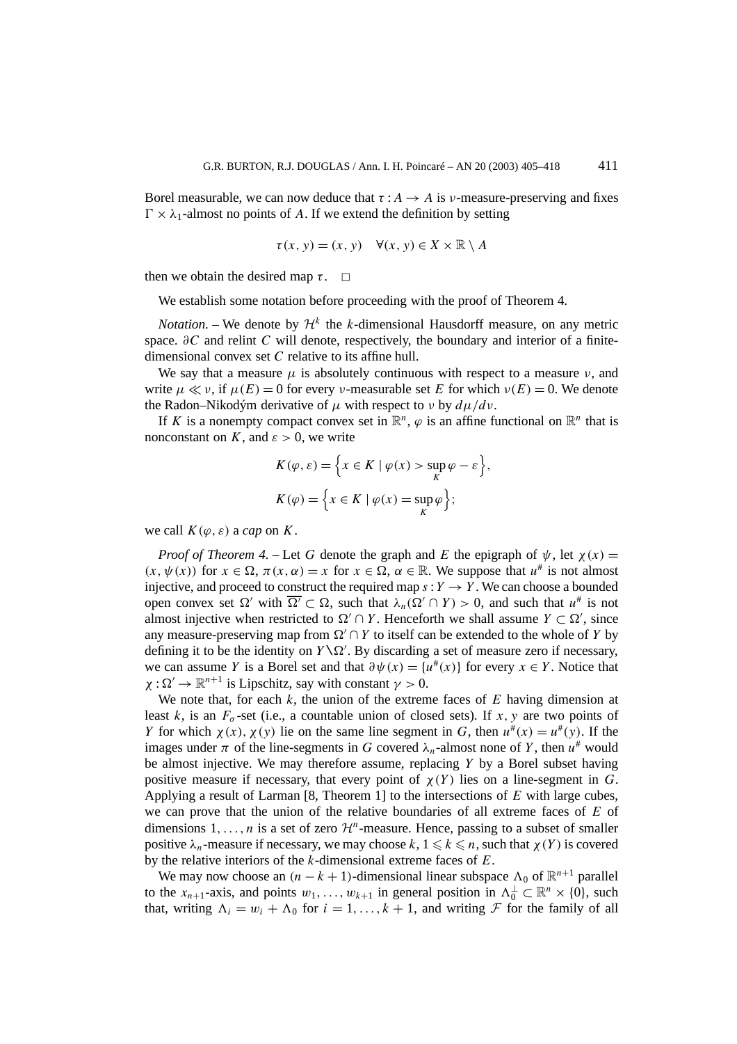Borel measurable, we can now deduce that $\tau : A \to A$ is $\nu$-measure-preserving and fixes $\Gamma \times \lambda_1$-almost no points of $A$. If we extend the definition by setting

$$\tau(x, y) = (x, y) \quad \forall (x, y) \in X \times \mathbb{R} \setminus A$$

then we obtain the desired map $\tau$. $\square$

We establish some notation before proceeding with the proof of Theorem 4.

*Notation.* – We denote by $\mathcal{H}^k$ the $k$-dimensional Hausdorff measure, on any metric space. $\partial C$ and relint $C$ will denote, respectively, the boundary and interior of a finite-dimensional convex set $C$ relative to its affine hull.

We say that a measure $\mu$ is absolutely continuous with respect to a measure $\nu$, and write $\mu \ll \nu$, if $\mu(E) = 0$ for every $\nu$-measurable set $E$ for which $\nu(E) = 0$. We denote the Radon–Nikodým derivative of $\mu$ with respect to $\nu$ by $d\mu/d\nu$.

If $K$ is a nonempty compact convex set in $\mathbb{R}^n$, $\varphi$ is an affine functional on $\mathbb{R}^n$ that is nonconstant on $K$, and $\varepsilon > 0$, we write

$$K(\varphi, \varepsilon) = \Big\{ x \in K \mid \varphi(x) > \sup_K \varphi - \varepsilon \Big\},$$

$$K(\varphi) = \Big\{ x \in K \mid \varphi(x) = \sup_K \varphi \Big\};$$

we call $K(\varphi, \varepsilon)$ a *cap* on $K$.

*Proof of Theorem 4.* – Let $G$ denote the graph and $E$ the epigraph of $\psi$, let $\chi(x) = (x, \psi(x))$ for $x \in \Omega$, $\pi(x, \alpha) = x$ for $x \in \Omega$, $\alpha \in \mathbb{R}$. We suppose that $u^\#$ is not almost injective, and proceed to construct the required map $s : Y \to Y$. We can choose a bounded open convex set $\Omega'$ with $\overline{\Omega'} \subset \Omega$, such that $\lambda_n(\Omega' \cap Y) > 0$, and such that $u^\#$ is not almost injective when restricted to $\Omega' \cap Y$. Henceforth we shall assume $Y \subset \Omega'$, since any measure-preserving map from $\Omega' \cap Y$ to itself can be extended to the whole of $Y$ by defining it to be the identity on $Y \setminus \Omega'$. By discarding a set of measure zero if necessary, we can assume $Y$ is a Borel set and that $\partial \psi(x) = \{u^\#(x)\}$ for every $x \in Y$. Notice that $\chi : \Omega' \to \mathbb{R}^{n+1}$ is Lipschitz, say with constant $\gamma > 0$.

We note that, for each $k$, the union of the extreme faces of $E$ having dimension at least $k$, is an $F_\sigma$-set (i.e., a countable union of closed sets). If $x, y$ are two points of $Y$ for which $\chi(x), \chi(y)$ lie on the same line segment in $G$, then $u^\#(x) = u^\#(y)$. If the images under $\pi$ of the line-segments in $G$ covered $\lambda_n$-almost none of $Y$, then $u^\#$ would be almost injective. We may therefore assume, replacing $Y$ by a Borel subset having positive measure if necessary, that every point of $\chi(Y)$ lies on a line-segment in $G$. Applying a result of Larman [8, Theorem 1] to the intersections of $E$ with large cubes, we can prove that the union of the relative boundaries of all extreme faces of $E$ of dimensions $1, \ldots, n$ is a set of zero $\mathcal{H}^n$-measure. Hence, passing to a subset of smaller positive $\lambda_n$-measure if necessary, we may choose $k$, $1 \leqslant k \leqslant n$, such that $\chi(Y)$ is covered by the relative interiors of the $k$-dimensional extreme faces of $E$.

We may now choose an $(n - k + 1)$-dimensional linear subspace $\Lambda_0$ of $\mathbb{R}^{n+1}$ parallel to the $x_{n+1}$-axis, and points $w_1, \ldots, w_{k+1}$ in general position in $\Lambda_0^\perp \subset \mathbb{R}^n \times \{0\}$, such that, writing $\Lambda_i = w_i + \Lambda_0$ for $i = 1, \ldots, k + 1$, and writing $\mathcal{F}$ for the family of all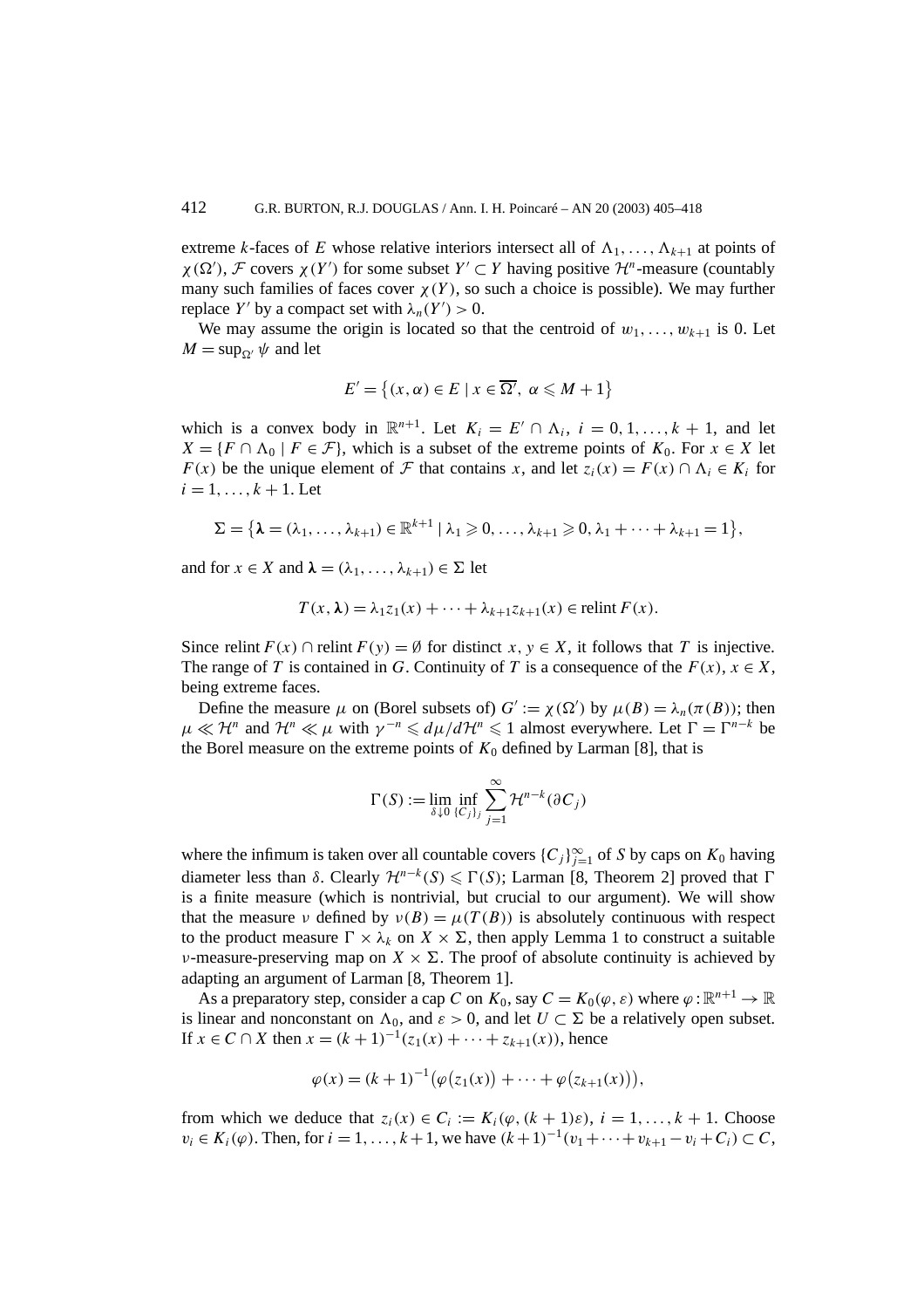extreme $k$-faces of $E$ whose relative interiors intersect all of $\Lambda_1, \ldots, \Lambda_{k+1}$ at points of $\chi(\Omega')$, $\mathcal{F}$ covers $\chi(Y')$ for some subset $Y' \subset Y$ having positive $\mathcal{H}^n$-measure (countably many such families of faces cover $\chi(Y)$, so such a choice is possible). We may further replace $Y'$ by a compact set with $\lambda_n(Y') > 0$.

We may assume the origin is located so that the centroid of $w_1, \ldots, w_{k+1}$ is 0. Let $M = \sup_{\Omega'} \psi$ and let

$$E' = \{(x, \alpha) \in E \mid x \in \overline{\Omega'},\ \alpha \leqslant M + 1\}$$

which is a convex body in $\mathbb{R}^{n+1}$. Let $K_i = E' \cap \Lambda_i$, $i = 0, 1, \ldots, k+1$, and let $X = \{F \cap \Lambda_0 \mid F \in \mathcal{F}\}$, which is a subset of the extreme points of $K_0$. For $x \in X$ let $F(x)$ be the unique element of $\mathcal{F}$ that contains $x$, and let $z_i(x) = F(x) \cap \Lambda_i \in K_i$ for $i = 1, \ldots, k+1$. Let

$$\Sigma = \{\boldsymbol{\lambda} = (\lambda_1, \ldots, \lambda_{k+1}) \in \mathbb{R}^{k+1} \mid \lambda_1 \geqslant 0, \ldots, \lambda_{k+1} \geqslant 0, \lambda_1 + \cdots + \lambda_{k+1} = 1\},$$

and for $x \in X$ and $\boldsymbol{\lambda} = (\lambda_1, \ldots, \lambda_{k+1}) \in \Sigma$ let

$$T(x, \boldsymbol{\lambda}) = \lambda_1 z_1(x) + \cdots + \lambda_{k+1} z_{k+1}(x) \in \operatorname{relint} F(x).$$

Since $\operatorname{relint} F(x) \cap \operatorname{relint} F(y) = \emptyset$ for distinct $x, y \in X$, it follows that $T$ is injective. The range of $T$ is contained in $G$. Continuity of $T$ is a consequence of the $F(x)$, $x \in X$, being extreme faces.

Define the measure $\mu$ on (Borel subsets of) $G' := \chi(\Omega')$ by $\mu(B) = \lambda_n(\pi(B))$; then $\mu \ll \mathcal{H}^n$ and $\mathcal{H}^n \ll \mu$ with $\gamma^{-n} \leqslant d\mu/d\mathcal{H}^n \leqslant 1$ almost everywhere. Let $\Gamma = \Gamma^{n-k}$ be the Borel measure on the extreme points of $K_0$ defined by Larman [8], that is

$$\Gamma(S) := \lim_{\delta \downarrow 0} \inf_{\{C_j\}_j} \sum_{j=1}^{\infty} \mathcal{H}^{n-k}(\partial C_j)$$

where the infimum is taken over all countable covers $\{C_j\}_{j=1}^{\infty}$ of $S$ by caps on $K_0$ having diameter less than $\delta$. Clearly $\mathcal{H}^{n-k}(S) \leqslant \Gamma(S)$; Larman [8, Theorem 2] proved that $\Gamma$ is a finite measure (which is nontrivial, but crucial to our argument). We will show that the measure $\nu$ defined by $\nu(B) = \mu(T(B))$ is absolutely continuous with respect to the product measure $\Gamma \times \lambda_k$ on $X \times \Sigma$, then apply Lemma 1 to construct a suitable $\nu$-measure-preserving map on $X \times \Sigma$. The proof of absolute continuity is achieved by adapting an argument of Larman [8, Theorem 1].

As a preparatory step, consider a cap $C$ on $K_0$, say $C = K_0(\varphi, \varepsilon)$ where $\varphi : \mathbb{R}^{n+1} \to \mathbb{R}$ is linear and nonconstant on $\Lambda_0$, and $\varepsilon > 0$, and let $U \subset \Sigma$ be a relatively open subset. If $x \in C \cap X$ then $x = (k+1)^{-1}(z_1(x) + \cdots + z_{k+1}(x))$, hence

$$\varphi(x) = (k+1)^{-1}\big(\varphi(z_1(x)) + \cdots + \varphi(z_{k+1}(x))\big),$$

from which we deduce that $z_i(x) \in C_i := K_i(\varphi, (k+1)\varepsilon)$, $i = 1, \ldots, k+1$. Choose $v_i \in K_i(\varphi)$. Then, for $i = 1, \ldots, k+1$, we have $(k+1)^{-1}(v_1 + \cdots + v_{k+1} - v_i + C_i) \subset C$,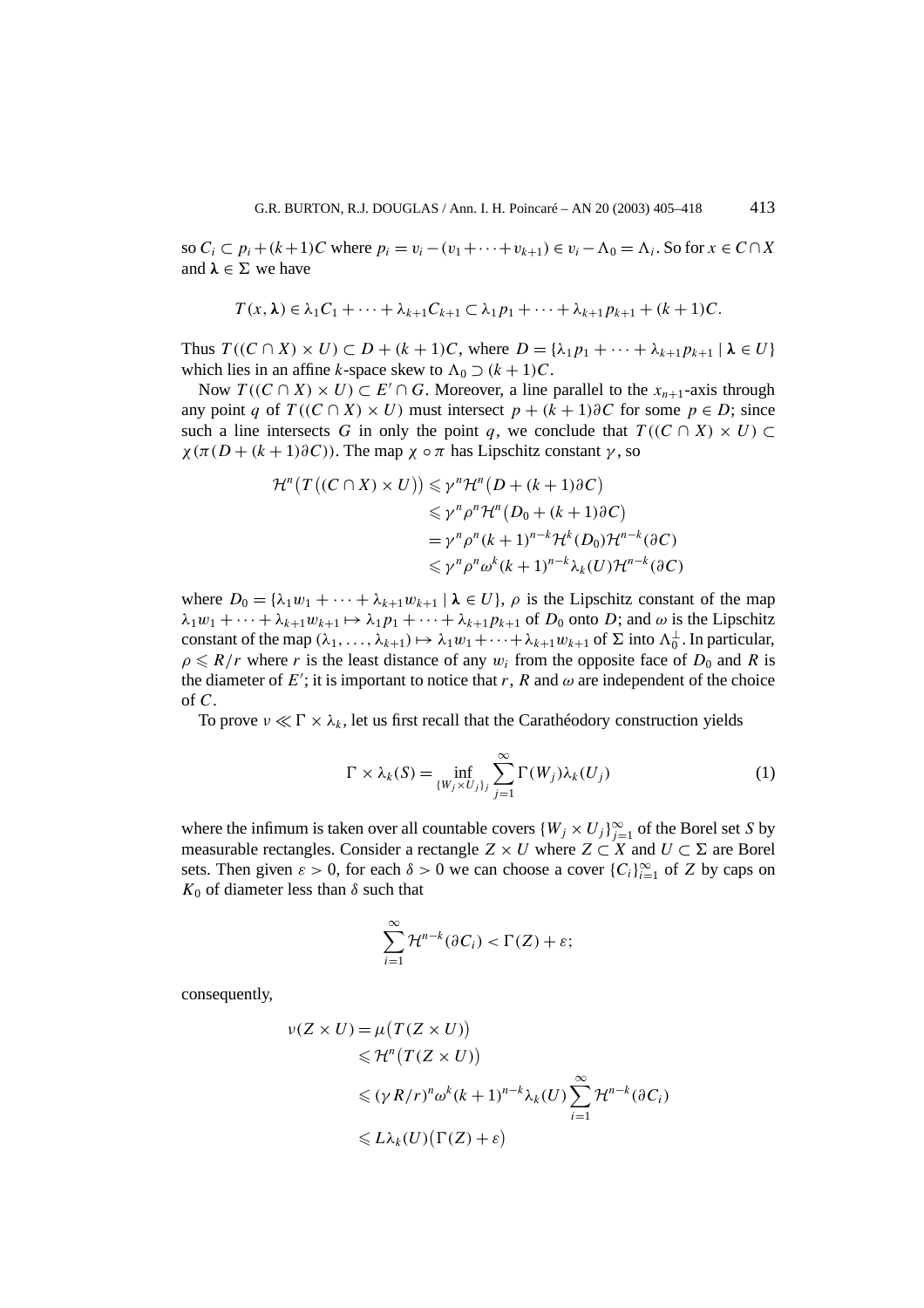so $C_i \subset p_i + (k+1)C$ where $p_i = v_i - (v_1 + \cdots + v_{k+1}) \in v_i - \Lambda_0 = \Lambda_i$. So for $x \in C \cap X$ and $\boldsymbol{\lambda} \in \Sigma$ we have

$$T(x, \boldsymbol{\lambda}) \in \lambda_1 C_1 + \cdots + \lambda_{k+1} C_{k+1} \subset \lambda_1 p_1 + \cdots + \lambda_{k+1} p_{k+1} + (k+1)C.$$

Thus $T((C \cap X) \times U) \subset D + (k+1)C$, where $D = \{\lambda_1 p_1 + \cdots + \lambda_{k+1} p_{k+1} \mid \boldsymbol{\lambda} \in U\}$ which lies in an affine $k$-space skew to $\Lambda_0 \supset (k+1)C$.

Now $T((C \cap X) \times U) \subset E' \cap G$. Moreover, a line parallel to the $x_{n+1}$-axis through any point $q$ of $T((C \cap X) \times U)$ must intersect $p + (k+1)\partial C$ for some $p \in D$; since such a line intersects $G$ in only the point $q$, we conclude that $T((C \cap X) \times U) \subset \chi(\pi(D + (k+1)\partial C))$. The map $\chi \circ \pi$ has Lipschitz constant $\gamma$, so

$$\begin{aligned}
\mathcal{H}^n\big(T\big((C \cap X) \times U\big)\big) &\leqslant \gamma^n \mathcal{H}^n\big(D + (k+1)\partial C\big) \\
&\leqslant \gamma^n \rho^n \mathcal{H}^n\big(D_0 + (k+1)\partial C\big) \\
&= \gamma^n \rho^n (k+1)^{n-k} \mathcal{H}^k(D_0) \mathcal{H}^{n-k}(\partial C) \\
&\leqslant \gamma^n \rho^n \omega^k (k+1)^{n-k} \lambda_k(U) \mathcal{H}^{n-k}(\partial C)
\end{aligned}$$

where $D_0 = \{\lambda_1 w_1 + \cdots + \lambda_{k+1} w_{k+1} \mid \boldsymbol{\lambda} \in U\}$, $\rho$ is the Lipschitz constant of the map $\lambda_1 w_1 + \cdots + \lambda_{k+1} w_{k+1} \mapsto \lambda_1 p_1 + \cdots + \lambda_{k+1} p_{k+1}$ of $D_0$ onto $D$; and $\omega$ is the Lipschitz constant of the map $(\lambda_1, \ldots, \lambda_{k+1}) \mapsto \lambda_1 w_1 + \cdots + \lambda_{k+1} w_{k+1}$ of $\Sigma$ into $\Lambda_0^{\perp}$. In particular, $\rho \leqslant R/r$ where $r$ is the least distance of any $w_i$ from the opposite face of $D_0$ and $R$ is the diameter of $E'$; it is important to notice that $r$, $R$ and $\omega$ are independent of the choice of $C$.

To prove $\nu \ll \Gamma \times \lambda_k$, let us first recall that the Carathéodory construction yields

$$\Gamma \times \lambda_k(S) = \inf_{\{W_j \times U_j\}_j} \sum_{j=1}^{\infty} \Gamma(W_j) \lambda_k(U_j) \tag{1}$$

where the infimum is taken over all countable covers $\{W_j \times U_j\}_{j=1}^{\infty}$ of the Borel set $S$ by measurable rectangles. Consider a rectangle $Z \times U$ where $Z \subset X$ and $U \subset \Sigma$ are Borel sets. Then given $\varepsilon > 0$, for each $\delta > 0$ we can choose a cover $\{C_i\}_{i=1}^{\infty}$ of $Z$ by caps on $K_0$ of diameter less than $\delta$ such that

$$\sum_{i=1}^{\infty} \mathcal{H}^{n-k}(\partial C_i) < \Gamma(Z) + \varepsilon;$$

consequently,

$$\begin{aligned}
\nu(Z \times U) &= \mu\big(T(Z \times U)\big) \\
&\leqslant \mathcal{H}^n\big(T(Z \times U)\big) \\
&\leqslant (\gamma R/r)^n \omega^k (k+1)^{n-k} \lambda_k(U) \sum_{i=1}^{\infty} \mathcal{H}^{n-k}(\partial C_i) \\
&\leqslant L \lambda_k(U) \big(\Gamma(Z) + \varepsilon\big)
\end{aligned}$$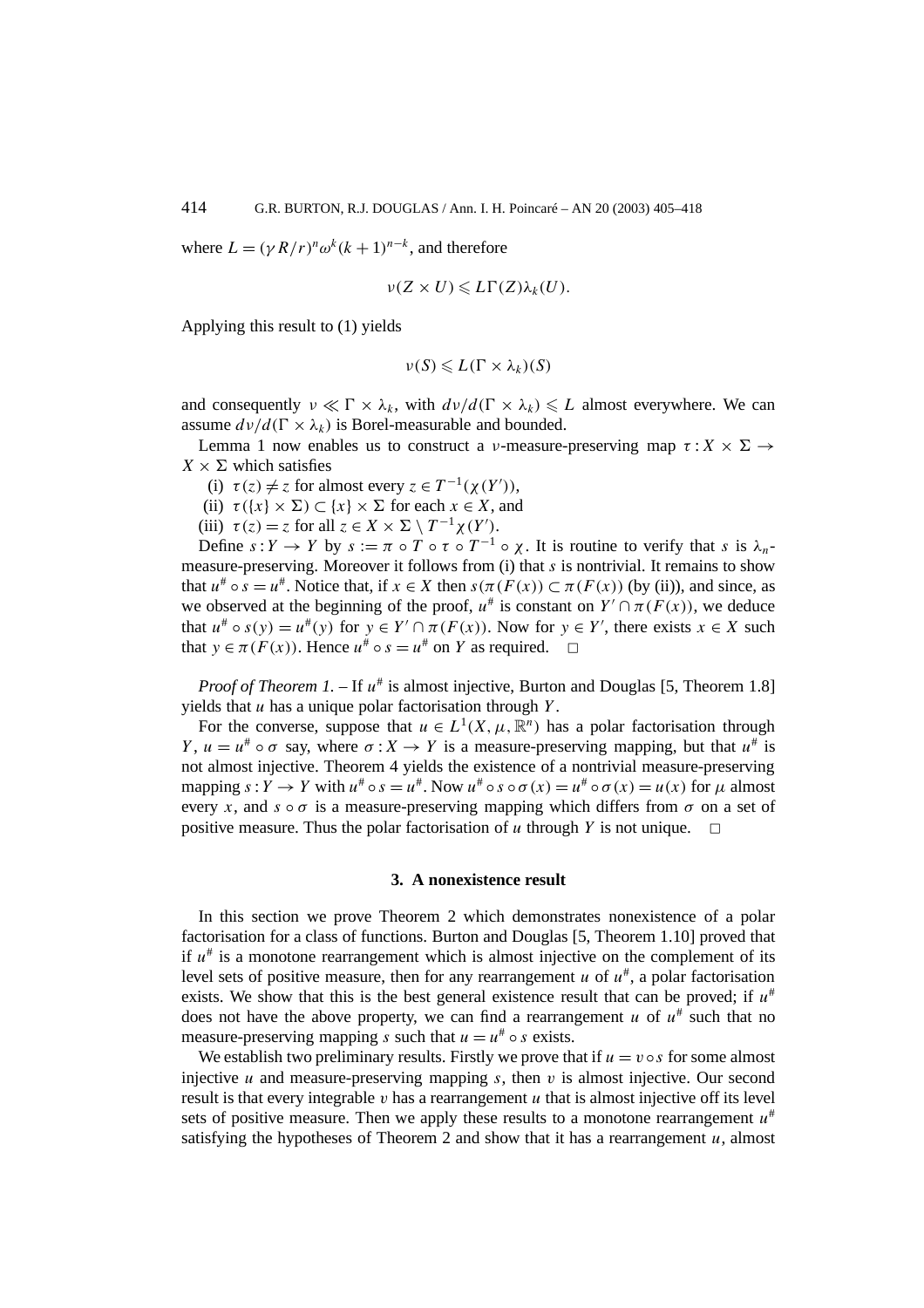where $L = (\gamma R/r)^n \omega^k (k+1)^{n-k}$, and therefore

$$\nu(Z \times U) \leqslant L\Gamma(Z)\lambda_k(U).$$

Applying this result to (1) yields

$$\nu(S) \leqslant L(\Gamma \times \lambda_k)(S)$$

and consequently $\nu \ll \Gamma \times \lambda_k$, with $d\nu/d(\Gamma \times \lambda_k) \leqslant L$ almost everywhere. We can assume $d\nu/d(\Gamma \times \lambda_k)$ is Borel-measurable and bounded.

Lemma 1 now enables us to construct a $\nu$-measure-preserving map $\tau : X \times \Sigma \to X \times \Sigma$ which satisfies

(i) $\tau(z) \neq z$ for almost every $z \in T^{-1}(\chi(Y'))$,

(ii) $\tau(\{x\} \times \Sigma) \subset \{x\} \times \Sigma$ for each $x \in X$, and

(iii) $\tau(z) = z$ for all $z \in X \times \Sigma \setminus T^{-1}\chi(Y')$.

Define $s : Y \to Y$ by $s := \pi \circ T \circ \tau \circ T^{-1} \circ \chi$. It is routine to verify that $s$ is $\lambda_n$-measure-preserving. Moreover it follows from (i) that $s$ is nontrivial. It remains to show that $u^\# \circ s = u^\#$. Notice that, if $x \in X$ then $s(\pi(F(x)) \subset \pi(F(x))$ (by (ii)), and since, as we observed at the beginning of the proof, $u^\#$ is constant on $Y' \cap \pi(F(x))$, we deduce that $u^\# \circ s(y) = u^\#(y)$ for $y \in Y' \cap \pi(F(x))$. Now for $y \in Y'$, there exists $x \in X$ such that $y \in \pi(F(x))$. Hence $u^\# \circ s = u^\#$ on $Y$ as required. $\square$

*Proof of Theorem 1.* – If $u^\#$ is almost injective, Burton and Douglas [5, Theorem 1.8] yields that $u$ has a unique polar factorisation through $Y$.

For the converse, suppose that $u \in L^1(X, \mu, \mathbb{R}^n)$ has a polar factorisation through $Y$, $u = u^\# \circ \sigma$ say, where $\sigma : X \to Y$ is a measure-preserving mapping, but that $u^\#$ is not almost injective. Theorem 4 yields the existence of a nontrivial measure-preserving mapping $s : Y \to Y$ with $u^\# \circ s = u^\#$. Now $u^\# \circ s \circ \sigma(x) = u^\# \circ \sigma(x) = u(x)$ for $\mu$ almost every $x$, and $s \circ \sigma$ is a measure-preserving mapping which differs from $\sigma$ on a set of positive measure. Thus the polar factorisation of $u$ through $Y$ is not unique. $\square$

## 3. A nonexistence result

In this section we prove Theorem 2 which demonstrates nonexistence of a polar factorisation for a class of functions. Burton and Douglas [5, Theorem 1.10] proved that if $u^\#$ is a monotone rearrangement which is almost injective on the complement of its level sets of positive measure, then for any rearrangement $u$ of $u^\#$, a polar factorisation exists. We show that this is the best general existence result that can be proved; if $u^\#$ does not have the above property, we can find a rearrangement $u$ of $u^\#$ such that no measure-preserving mapping $s$ such that $u = u^\# \circ s$ exists.

We establish two preliminary results. Firstly we prove that if $u = v \circ s$ for some almost injective $u$ and measure-preserving mapping $s$, then $v$ is almost injective. Our second result is that every integrable $v$ has a rearrangement $u$ that is almost injective off its level sets of positive measure. Then we apply these results to a monotone rearrangement $u^\#$ satisfying the hypotheses of Theorem 2 and show that it has a rearrangement $u$, almost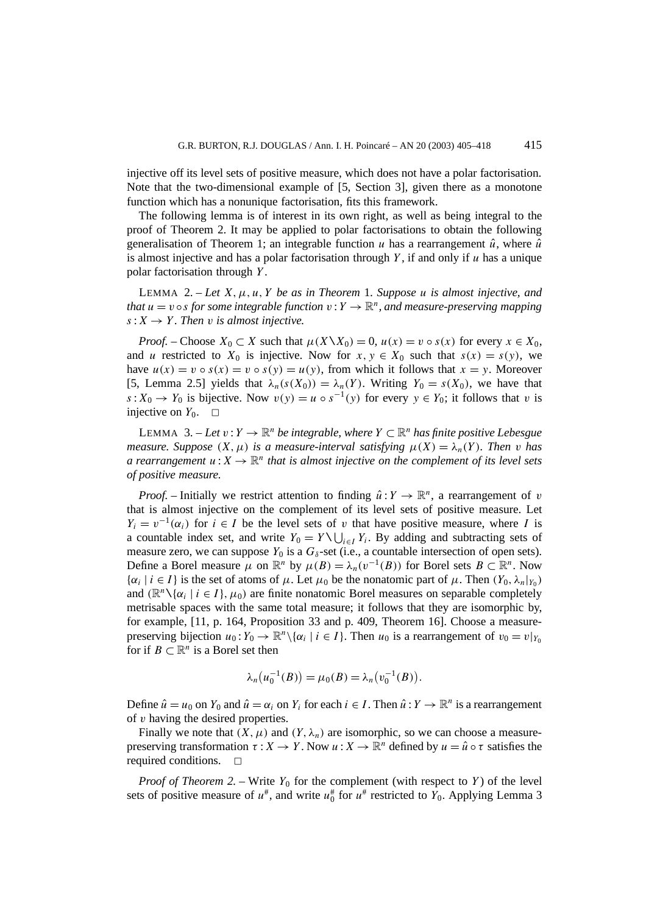injective off its level sets of positive measure, which does not have a polar factorisation. Note that the two-dimensional example of [5, Section 3], given there as a monotone function which has a nonunique factorisation, fits this framework.

The following lemma is of interest in its own right, as well as being integral to the proof of Theorem 2. It may be applied to polar factorisations to obtain the following generalisation of Theorem 1; an integrable function $u$ has a rearrangement $\hat{u}$, where $\hat{u}$ is almost injective and has a polar factorisation through $Y$, if and only if $u$ has a unique polar factorisation through $Y$.

LEMMA 2. – *Let $X, \mu, u, Y$ be as in Theorem* 1. *Suppose $u$ is almost injective, and that $u = v \circ s$ for some integrable function $v : Y \to \mathbb{R}^n$, and measure-preserving mapping $s : X \to Y$. Then $v$ is almost injective.*

*Proof.* – Choose $X_0 \subset X$ such that $\mu(X \setminus X_0) = 0$, $u(x) = v \circ s(x)$ for every $x \in X_0$, and $u$ restricted to $X_0$ is injective. Now for $x, y \in X_0$ such that $s(x) = s(y)$, we have $u(x) = v \circ s(x) = v \circ s(y) = u(y)$, from which it follows that $x = y$. Moreover [5, Lemma 2.5] yields that $\lambda_n(s(X_0)) = \lambda_n(Y)$. Writing $Y_0 = s(X_0)$, we have that $s : X_0 \to Y_0$ is bijective. Now $v(y) = u \circ s^{-1}(y)$ for every $y \in Y_0$; it follows that $v$ is injective on $Y_0$. □

LEMMA 3. – *Let $v : Y \to \mathbb{R}^n$ be integrable, where $Y \subset \mathbb{R}^n$ has finite positive Lebesgue measure. Suppose $(X, \mu)$ is a measure-interval satisfying $\mu(X) = \lambda_n(Y)$. Then $v$ has a rearrangement $u : X \to \mathbb{R}^n$ that is almost injective on the complement of its level sets of positive measure.*

*Proof.* – Initially we restrict attention to finding $\hat{u} : Y \to \mathbb{R}^n$, a rearrangement of $v$ that is almost injective on the complement of its level sets of positive measure. Let $Y_i = v^{-1}(\alpha_i)$ for $i \in I$ be the level sets of $v$ that have positive measure, where $I$ is a countable index set, and write $Y_0 = Y \setminus \bigcup_{i \in I} Y_i$. By adding and subtracting sets of measure zero, we can suppose $Y_0$ is a $G_\delta$-set (i.e., a countable intersection of open sets). Define a Borel measure $\mu$ on $\mathbb{R}^n$ by $\mu(B) = \lambda_n(v^{-1}(B))$ for Borel sets $B \subset \mathbb{R}^n$. Now $\{\alpha_i \mid i \in I\}$ is the set of atoms of $\mu$. Let $\mu_0$ be the nonatomic part of $\mu$. Then $(Y_0, \lambda_n|_{Y_0})$ and $(\mathbb{R}^n \setminus \{\alpha_i \mid i \in I\}, \mu_0)$ are finite nonatomic Borel measures on separable completely metrisable spaces with the same total measure; it follows that they are isomorphic by, for example, [11, p. 164, Proposition 33 and p. 409, Theorem 16]. Choose a measure-preserving bijection $u_0 : Y_0 \to \mathbb{R}^n \setminus \{\alpha_i \mid i \in I\}$. Then $u_0$ is a rearrangement of $v_0 = v|_{Y_0}$ for if $B \subset \mathbb{R}^n$ is a Borel set then

$$\lambda_n\big(u_0^{-1}(B)\big) = \mu_0(B) = \lambda_n\big(v_0^{-1}(B)\big).$$

Define $\hat{u} = u_0$ on $Y_0$ and $\hat{u} = \alpha_i$ on $Y_i$ for each $i \in I$. Then $\hat{u} : Y \to \mathbb{R}^n$ is a rearrangement of $v$ having the desired properties.

Finally we note that $(X, \mu)$ and $(Y, \lambda_n)$ are isomorphic, so we can choose a measure-preserving transformation $\tau : X \to Y$. Now $u : X \to \mathbb{R}^n$ defined by $u = \hat{u} \circ \tau$ satisfies the required conditions. □

*Proof of Theorem 2.* – Write $Y_0$ for the complement (with respect to $Y$) of the level sets of positive measure of $u^\#$, and write $u_0^\#$ for $u^\#$ restricted to $Y_0$. Applying Lemma 3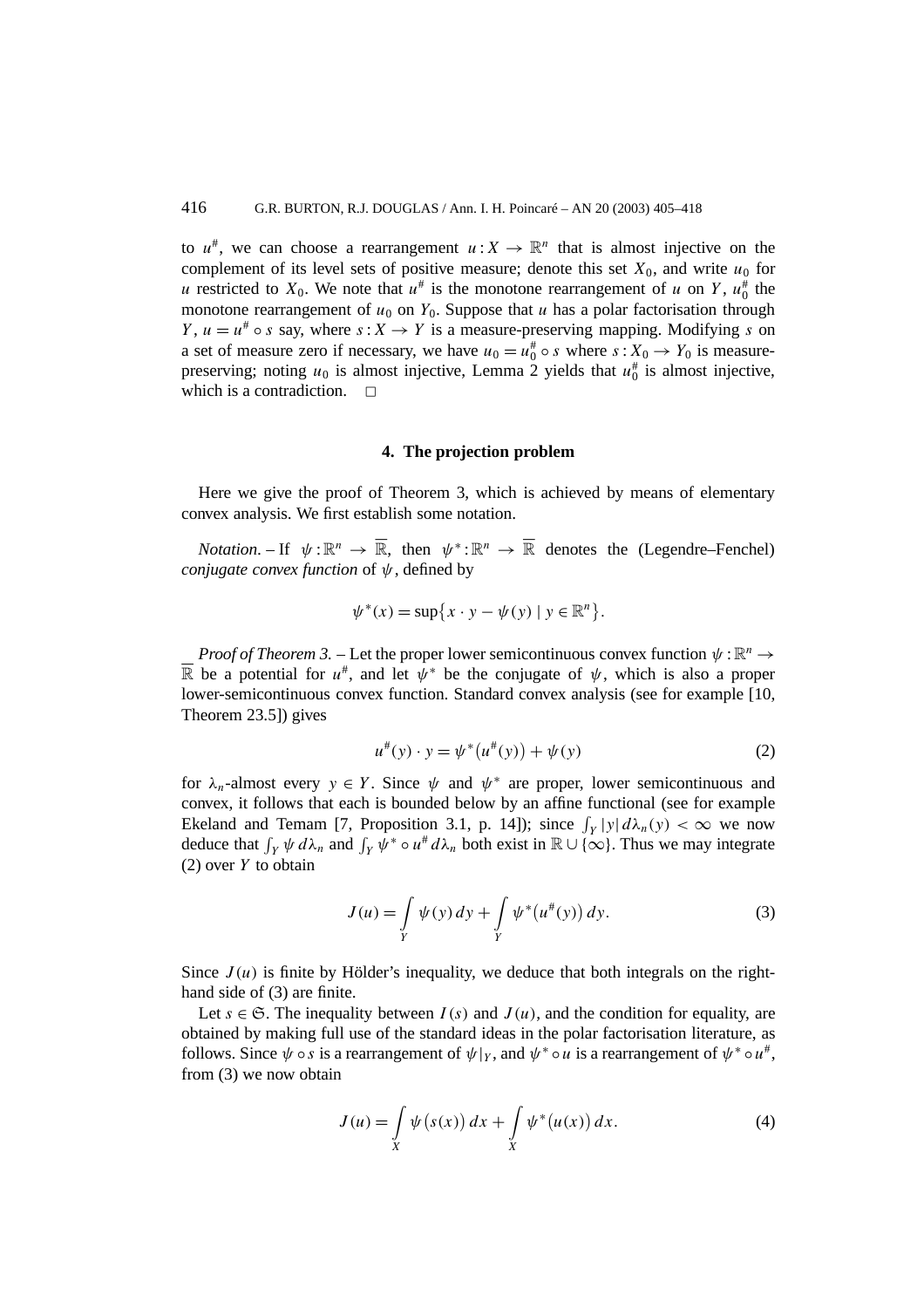to $u^{\#}$, we can choose a rearrangement $u : X \to \mathbb{R}^n$ that is almost injective on the complement of its level sets of positive measure; denote this set $X_0$, and write $u_0$ for $u$ restricted to $X_0$. We note that $u^{\#}$ is the monotone rearrangement of $u$ on $Y$, $u_0^{\#}$ the monotone rearrangement of $u_0$ on $Y_0$. Suppose that $u$ has a polar factorisation through $Y$, $u = u^{\#} \circ s$ say, where $s : X \to Y$ is a measure-preserving mapping. Modifying $s$ on a set of measure zero if necessary, we have $u_0 = u_0^{\#} \circ s$ where $s : X_0 \to Y_0$ is measure-preserving; noting $u_0$ is almost injective, Lemma 2 yields that $u_0^{\#}$ is almost injective, which is a contradiction. $\square$

## 4. The projection problem

Here we give the proof of Theorem 3, which is achieved by means of elementary convex analysis. We first establish some notation.

*Notation*. – If $\psi : \mathbb{R}^n \to \overline{\mathbb{R}}$, then $\psi^* : \mathbb{R}^n \to \overline{\mathbb{R}}$ denotes the (Legendre–Fenchel) *conjugate convex function* of $\psi$, defined by

$$\psi^*(x) = \sup\{x \cdot y - \psi(y) \mid y \in \mathbb{R}^n\}.$$

*Proof of Theorem 3*. – Let the proper lower semicontinuous convex function $\psi : \mathbb{R}^n \to \overline{\mathbb{R}}$ be a potential for $u^{\#}$, and let $\psi^*$ be the conjugate of $\psi$, which is also a proper lower-semicontinuous convex function. Standard convex analysis (see for example [10, Theorem 23.5]) gives

$$u^{\#}(y) \cdot y = \psi^*\big(u^{\#}(y)\big) + \psi(y) \tag{2}$$

for $\lambda_n$-almost every $y \in Y$. Since $\psi$ and $\psi^*$ are proper, lower semicontinuous and convex, it follows that each is bounded below by an affine functional (see for example Ekeland and Temam [7, Proposition 3.1, p. 14]); since $\int_Y |y| \, d\lambda_n(y) < \infty$ we now deduce that $\int_Y \psi \, d\lambda_n$ and $\int_Y \psi^* \circ u^{\#} \, d\lambda_n$ both exist in $\mathbb{R} \cup \{\infty\}$. Thus we may integrate (2) over $Y$ to obtain

$$J(u) = \int_Y \psi(y) \, dy + \int_Y \psi^*\big(u^{\#}(y)\big) \, dy. \tag{3}$$

Since $J(u)$ is finite by Hölder's inequality, we deduce that both integrals on the right-hand side of (3) are finite.

Let $s \in \mathfrak{S}$. The inequality between $I(s)$ and $J(u)$, and the condition for equality, are obtained by making full use of the standard ideas in the polar factorisation literature, as follows. Since $\psi \circ s$ is a rearrangement of $\psi|_Y$, and $\psi^* \circ u$ is a rearrangement of $\psi^* \circ u^{\#}$, from (3) we now obtain

$$J(u) = \int_X \psi\big(s(x)\big) \, dx + \int_X \psi^*\big(u(x)\big) \, dx. \tag{4}$$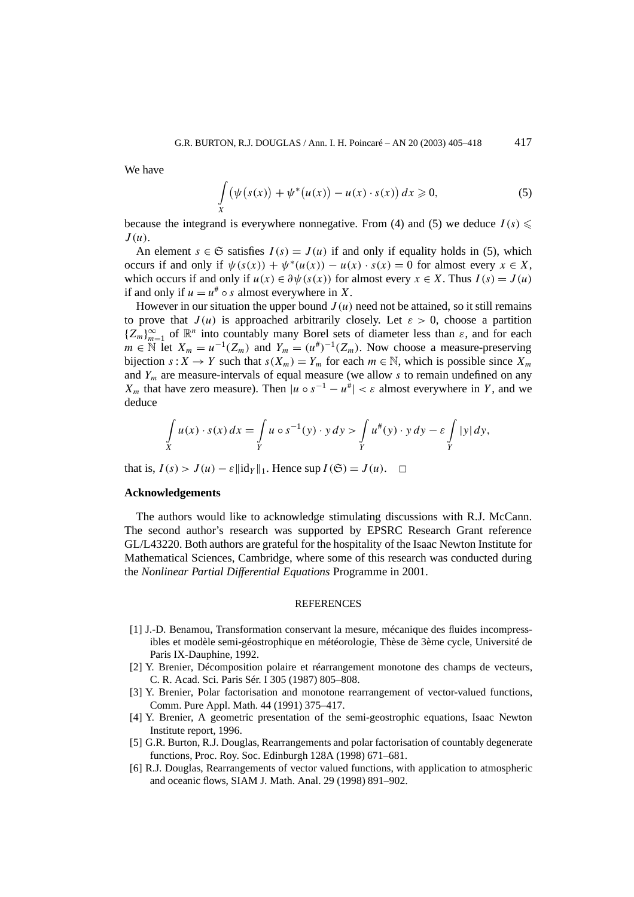We have

$$\int_X \big(\psi\big(s(x)\big) + \psi^*\big(u(x)\big) - u(x)\cdot s(x)\big)\,dx \geqslant 0, \tag{5}$$

because the integrand is everywhere nonnegative. From (4) and (5) we deduce $I(s) \leqslant J(u)$.

An element $s \in \mathfrak{S}$ satisfies $I(s) = J(u)$ if and only if equality holds in (5), which occurs if and only if $\psi(s(x)) + \psi^*(u(x)) - u(x)\cdot s(x) = 0$ for almost every $x \in X$, which occurs if and only if $u(x) \in \partial\psi(s(x))$ for almost every $x \in X$. Thus $I(s) = J(u)$ if and only if $u = u^\# \circ s$ almost everywhere in $X$.

However in our situation the upper bound $J(u)$ need not be attained, so it still remains to prove that $J(u)$ is approached arbitrarily closely. Let $\varepsilon > 0$, choose a partition $\{Z_m\}_{m=1}^\infty$ of $\mathbb{R}^n$ into countably many Borel sets of diameter less than $\varepsilon$, and for each $m \in \mathbb{N}$ let $X_m = u^{-1}(Z_m)$ and $Y_m = (u^\#)^{-1}(Z_m)$. Now choose a measure-preserving bijection $s : X \to Y$ such that $s(X_m) = Y_m$ for each $m \in \mathbb{N}$, which is possible since $X_m$ and $Y_m$ are measure-intervals of equal measure (we allow $s$ to remain undefined on any $X_m$ that have zero measure). Then $|u \circ s^{-1} - u^\#| < \varepsilon$ almost everywhere in $Y$, and we deduce

$$\int_X u(x)\cdot s(x)\,dx = \int_Y u \circ s^{-1}(y)\cdot y\,dy > \int_Y u^\#(y)\cdot y\,dy - \varepsilon \int_Y |y|\,dy,$$

that is, $I(s) > J(u) - \varepsilon\|\mathrm{id}_Y\|_1$. Hence $\sup I(\mathfrak{S}) = J(u)$. $\square$

## Acknowledgements

The authors would like to acknowledge stimulating discussions with R.J. McCann. The second author's research was supported by EPSRC Research Grant reference GL/L43220. Both authors are grateful for the hospitality of the Isaac Newton Institute for Mathematical Sciences, Cambridge, where some of this research was conducted during the *Nonlinear Partial Differential Equations* Programme in 2001.

## REFERENCES

[1] J.-D. Benamou, Transformation conservant la mesure, mécanique des fluides incompressibles et modèle semi-géostrophique en météorologie, Thèse de 3ème cycle, Université de Paris IX-Dauphine, 1992.

[2] Y. Brenier, Décomposition polaire et réarrangement monotone des champs de vecteurs, C. R. Acad. Sci. Paris Sér. I 305 (1987) 805–808.

[3] Y. Brenier, Polar factorisation and monotone rearrangement of vector-valued functions, Comm. Pure Appl. Math. 44 (1991) 375–417.

[4] Y. Brenier, A geometric presentation of the semi-geostrophic equations, Isaac Newton Institute report, 1996.

[5] G.R. Burton, R.J. Douglas, Rearrangements and polar factorisation of countably degenerate functions, Proc. Roy. Soc. Edinburgh 128A (1998) 671–681.

[6] R.J. Douglas, Rearrangements of vector valued functions, with application to atmospheric and oceanic flows, SIAM J. Math. Anal. 29 (1998) 891–902.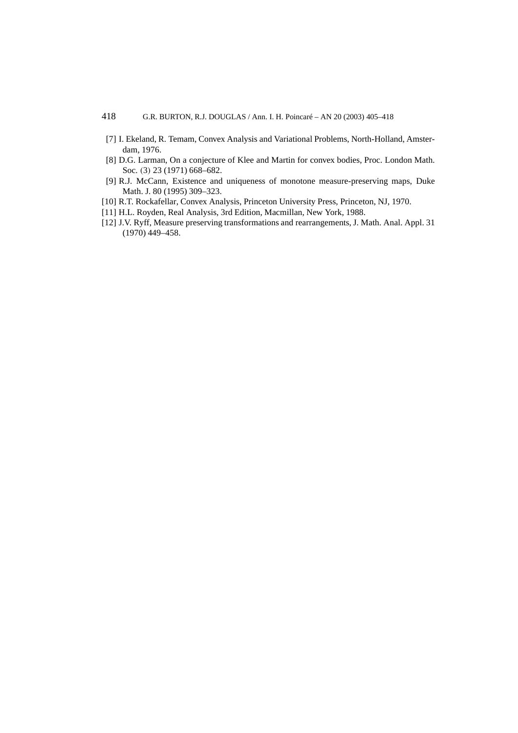[7] I. Ekeland, R. Temam, Convex Analysis and Variational Problems, North-Holland, Amsterdam, 1976.

[8] D.G. Larman, On a conjecture of Klee and Martin for convex bodies, Proc. London Math. Soc. (3) 23 (1971) 668–682.

[9] R.J. McCann, Existence and uniqueness of monotone measure-preserving maps, Duke Math. J. 80 (1995) 309–323.

[10] R.T. Rockafellar, Convex Analysis, Princeton University Press, Princeton, NJ, 1970.

[11] H.L. Royden, Real Analysis, 3rd Edition, Macmillan, New York, 1988.

[12] J.V. Ryff, Measure preserving transformations and rearrangements, J. Math. Anal. Appl. 31 (1970) 449–458.